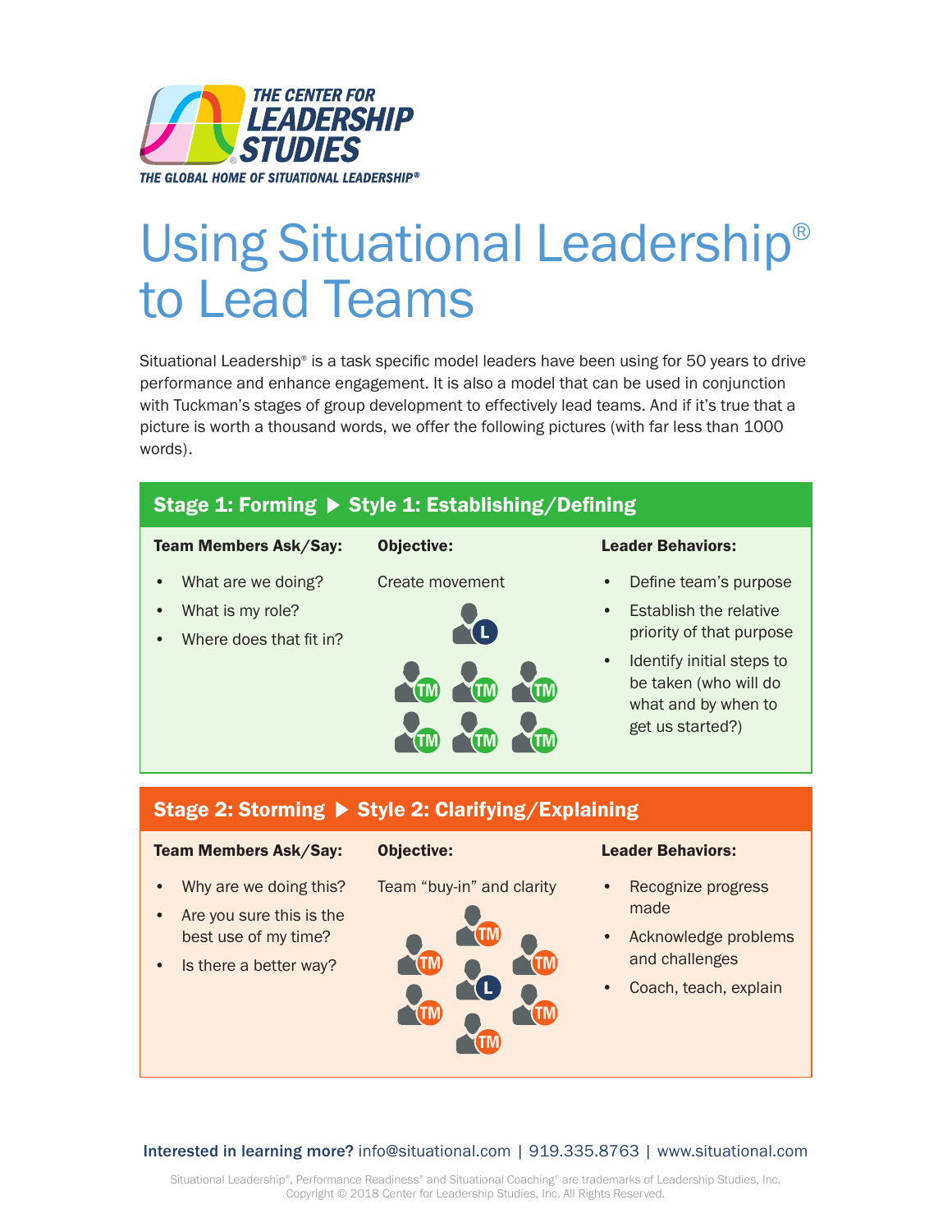THE CENTER FOR LEADERSHIP STUDIES
THE GLOBAL HOME OF SITUATIONAL LEADERSHIP®

# Using Situational Leadership® to Lead Teams

Situational Leadership® is a task specific model leaders have been using for 50 years to drive performance and enhance engagement. It is also a model that can be used in conjunction with Tuckman's stages of group development to effectively lead teams. And if it's true that a picture is worth a thousand words, we offer the following pictures (with far less than 1000 words).

## Stage 1: Forming ▶ Style 1: Establishing/Defining

**Team Members Ask/Say:**

- What are we doing?
- What is my role?
- Where does that fit in?

**Objective:**

Create movement

**Leader Behaviors:**

- Define team's purpose
- Establish the relative priority of that purpose
- Identify initial steps to be taken (who will do what and by when to get us started?)

## Stage 2: Storming ▶ Style 2: Clarifying/Explaining

**Team Members Ask/Say:**

- Why are we doing this?
- Are you sure this is the best use of my time?
- Is there a better way?

**Objective:**

Team "buy-in" and clarity

**Leader Behaviors:**

- Recognize progress made
- Acknowledge problems and challenges
- Coach, teach, explain

**Interested in learning more?** info@situational.com | 919.335.8763 | www.situational.com

Situational Leadership®, Performance Readiness® and Situational Coaching® are trademarks of Leadership Studies, Inc. Copyright © 2018 Center for Leadership Studies, Inc. All Rights Reserved.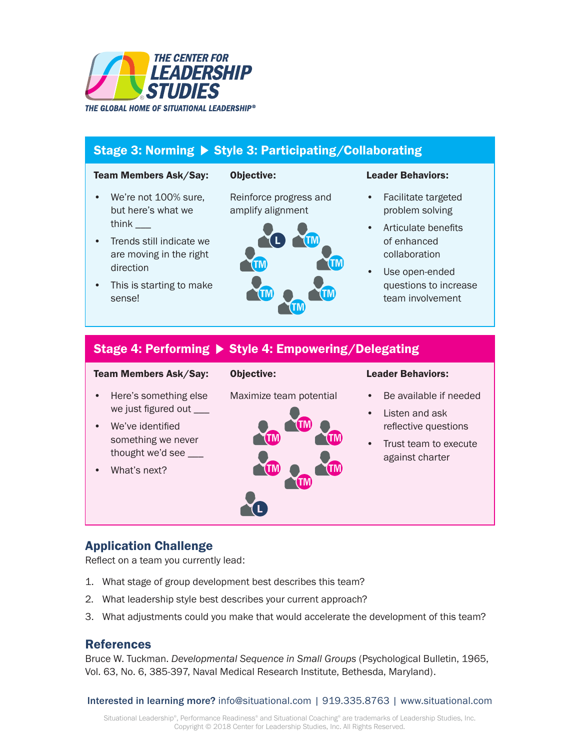THE CENTER FOR LEADERSHIP STUDIES
THE GLOBAL HOME OF SITUATIONAL LEADERSHIP®

## Stage 3: Norming ▶ Style 3: Participating/Collaborating

**Team Members Ask/Say:**

- We're not 100% sure, but here's what we think ___
- Trends still indicate we are moving in the right direction
- This is starting to make sense!

**Objective:**

Reinforce progress and amplify alignment

**Leader Behaviors:**

- Facilitate targeted problem solving
- Articulate benefits of enhanced collaboration
- Use open-ended questions to increase team involvement

## Stage 4: Performing ▶ Style 4: Empowering/Delegating

**Team Members Ask/Say:**

- Here's something else we just figured out ___
- We've identified something we never thought we'd see ___
- What's next?

**Objective:**

Maximize team potential

**Leader Behaviors:**

- Be available if needed
- Listen and ask reflective questions
- Trust team to execute against charter

## Application Challenge

Reflect on a team you currently lead:

1. What stage of group development best describes this team?
2. What leadership style best describes your current approach?
3. What adjustments could you make that would accelerate the development of this team?

## References

Bruce W. Tuckman. *Developmental Sequence in Small Groups* (Psychological Bulletin, 1965, Vol. 63, No. 6, 385-397, Naval Medical Research Institute, Bethesda, Maryland).

**Interested in learning more?** info@situational.com | 919.335.8763 | www.situational.com

Situational Leadership®, Performance Readiness® and Situational Coaching® are trademarks of Leadership Studies, Inc.
Copyright © 2018 Center for Leadership Studies, Inc. All Rights Reserved.